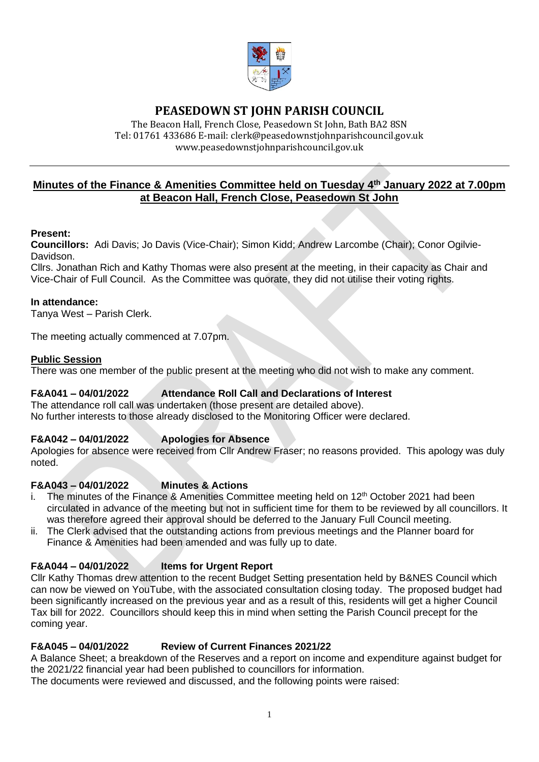# PEASEDOWN ST JOHN PARISH COUNCIL

The Beacon Hall, French Close, Peasedown St John, Bath BA2 8SN
Tel: 01761 433686 E-mail: clerk@peasedownstjohnparishcouncil.gov.uk
www.peasedownstjohnparishcouncil.gov.uk

## Minutes of the Finance & Amenities Committee held on Tuesday 4th January 2022 at 7.00pm at Beacon Hall, French Close, Peasedown St John

**Present:**
**Councillors:** Adi Davis; Jo Davis (Vice-Chair); Simon Kidd; Andrew Larcombe (Chair); Conor Ogilvie-Davidson.
Cllrs. Jonathan Rich and Kathy Thomas were also present at the meeting, in their capacity as Chair and Vice-Chair of Full Council. As the Committee was quorate, they did not utilise their voting rights.

**In attendance:**
Tanya West – Parish Clerk.

The meeting actually commenced at 7.07pm.

**Public Session**
There was one member of the public present at the meeting who did not wish to make any comment.

**F&A041 – 04/01/2022 Attendance Roll Call and Declarations of Interest**
The attendance roll call was undertaken (those present are detailed above).
No further interests to those already disclosed to the Monitoring Officer were declared.

**F&A042 – 04/01/2022 Apologies for Absence**
Apologies for absence were received from Cllr Andrew Fraser; no reasons provided. This apology was duly noted.

**F&A043 – 04/01/2022 Minutes & Actions**

i. The minutes of the Finance & Amenities Committee meeting held on 12th October 2021 had been circulated in advance of the meeting but not in sufficient time for them to be reviewed by all councillors. It was therefore agreed their approval should be deferred to the January Full Council meeting.
ii. The Clerk advised that the outstanding actions from previous meetings and the Planner board for Finance & Amenities had been amended and was fully up to date.

**F&A044 – 04/01/2022 Items for Urgent Report**
Cllr Kathy Thomas drew attention to the recent Budget Setting presentation held by B&NES Council which can now be viewed on YouTube, with the associated consultation closing today. The proposed budget had been significantly increased on the previous year and as a result of this, residents will get a higher Council Tax bill for 2022. Councillors should keep this in mind when setting the Parish Council precept for the coming year.

**F&A045 – 04/01/2022 Review of Current Finances 2021/22**
A Balance Sheet; a breakdown of the Reserves and a report on income and expenditure against budget for the 2021/22 financial year had been published to councillors for information.
The documents were reviewed and discussed, and the following points were raised: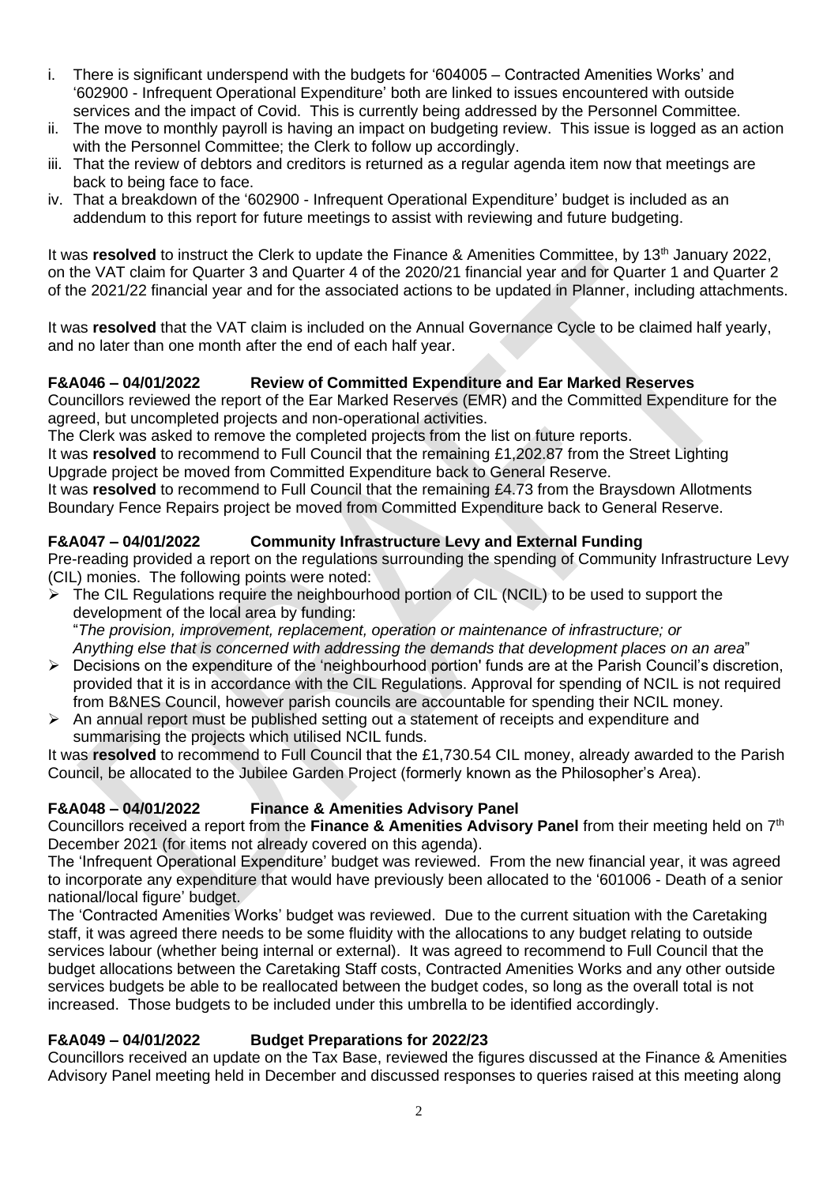i. There is significant underspend with the budgets for '604005 – Contracted Amenities Works' and '602900 - Infrequent Operational Expenditure' both are linked to issues encountered with outside services and the impact of Covid. This is currently being addressed by the Personnel Committee.
ii. The move to monthly payroll is having an impact on budgeting review. This issue is logged as an action with the Personnel Committee; the Clerk to follow up accordingly.
iii. That the review of debtors and creditors is returned as a regular agenda item now that meetings are back to being face to face.
iv. That a breakdown of the '602900 - Infrequent Operational Expenditure' budget is included as an addendum to this report for future meetings to assist with reviewing and future budgeting.

It was **resolved** to instruct the Clerk to update the Finance & Amenities Committee, by 13th January 2022, on the VAT claim for Quarter 3 and Quarter 4 of the 2020/21 financial year and for Quarter 1 and Quarter 2 of the 2021/22 financial year and for the associated actions to be updated in Planner, including attachments.

It was **resolved** that the VAT claim is included on the Annual Governance Cycle to be claimed half yearly, and no later than one month after the end of each half year.

**F&A046 – 04/01/2022 Review of Committed Expenditure and Ear Marked Reserves**

Councillors reviewed the report of the Ear Marked Reserves (EMR) and the Committed Expenditure for the agreed, but uncompleted projects and non-operational activities.
The Clerk was asked to remove the completed projects from the list on future reports.
It was **resolved** to recommend to Full Council that the remaining £1,202.87 from the Street Lighting Upgrade project be moved from Committed Expenditure back to General Reserve.
It was **resolved** to recommend to Full Council that the remaining £4.73 from the Braysdown Allotments Boundary Fence Repairs project be moved from Committed Expenditure back to General Reserve.

**F&A047 – 04/01/2022 Community Infrastructure Levy and External Funding**

Pre-reading provided a report on the regulations surrounding the spending of Community Infrastructure Levy (CIL) monies. The following points were noted:

- The CIL Regulations require the neighbourhood portion of CIL (NCIL) to be used to support the development of the local area by funding:
  "*The provision, improvement, replacement, operation or maintenance of infrastructure; or Anything else that is concerned with addressing the demands that development places on an area*"
- Decisions on the expenditure of the 'neighbourhood portion' funds are at the Parish Council's discretion, provided that it is in accordance with the CIL Regulations. Approval for spending of NCIL is not required from B&NES Council, however parish councils are accountable for spending their NCIL money.
- An annual report must be published setting out a statement of receipts and expenditure and summarising the projects which utilised NCIL funds.

It was **resolved** to recommend to Full Council that the £1,730.54 CIL money, already awarded to the Parish Council, be allocated to the Jubilee Garden Project (formerly known as the Philosopher's Area).

**F&A048 – 04/01/2022 Finance & Amenities Advisory Panel**

Councillors received a report from the **Finance & Amenities Advisory Panel** from their meeting held on 7th December 2021 (for items not already covered on this agenda).
The 'Infrequent Operational Expenditure' budget was reviewed. From the new financial year, it was agreed to incorporate any expenditure that would have previously been allocated to the '601006 - Death of a senior national/local figure' budget.
The 'Contracted Amenities Works' budget was reviewed. Due to the current situation with the Caretaking staff, it was agreed there needs to be some fluidity with the allocations to any budget relating to outside services labour (whether being internal or external). It was agreed to recommend to Full Council that the budget allocations between the Caretaking Staff costs, Contracted Amenities Works and any other outside services budgets be able to be reallocated between the budget codes, so long as the overall total is not increased. Those budgets to be included under this umbrella to be identified accordingly.

**F&A049 – 04/01/2022 Budget Preparations for 2022/23**

Councillors received an update on the Tax Base, reviewed the figures discussed at the Finance & Amenities Advisory Panel meeting held in December and discussed responses to queries raised at this meeting along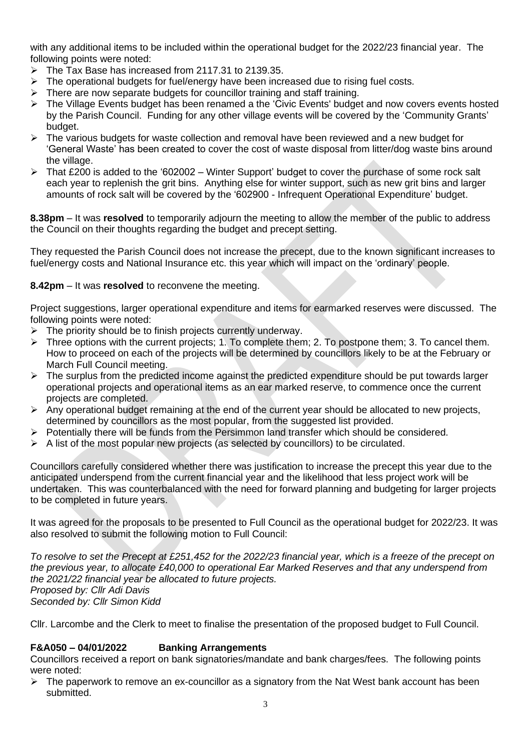with any additional items to be included within the operational budget for the 2022/23 financial year. The following points were noted:

- The Tax Base has increased from 2117.31 to 2139.35.
- The operational budgets for fuel/energy have been increased due to rising fuel costs.
- There are now separate budgets for councillor training and staff training.
- The Village Events budget has been renamed a the 'Civic Events' budget and now covers events hosted by the Parish Council. Funding for any other village events will be covered by the 'Community Grants' budget.
- The various budgets for waste collection and removal have been reviewed and a new budget for 'General Waste' has been created to cover the cost of waste disposal from litter/dog waste bins around the village.
- That £200 is added to the '602002 – Winter Support' budget to cover the purchase of some rock salt each year to replenish the grit bins. Anything else for winter support, such as new grit bins and larger amounts of rock salt will be covered by the '602900 - Infrequent Operational Expenditure' budget.

**8.38pm** – It was **resolved** to temporarily adjourn the meeting to allow the member of the public to address the Council on their thoughts regarding the budget and precept setting.

They requested the Parish Council does not increase the precept, due to the known significant increases to fuel/energy costs and National Insurance etc. this year which will impact on the 'ordinary' people.

**8.42pm** – It was **resolved** to reconvene the meeting.

Project suggestions, larger operational expenditure and items for earmarked reserves were discussed. The following points were noted:

- The priority should be to finish projects currently underway.
- Three options with the current projects; 1. To complete them; 2. To postpone them; 3. To cancel them. How to proceed on each of the projects will be determined by councillors likely to be at the February or March Full Council meeting.
- The surplus from the predicted income against the predicted expenditure should be put towards larger operational projects and operational items as an ear marked reserve, to commence once the current projects are completed.
- Any operational budget remaining at the end of the current year should be allocated to new projects, determined by councillors as the most popular, from the suggested list provided.
- Potentially there will be funds from the Persimmon land transfer which should be considered.
- A list of the most popular new projects (as selected by councillors) to be circulated.

Councillors carefully considered whether there was justification to increase the precept this year due to the anticipated underspend from the current financial year and the likelihood that less project work will be undertaken. This was counterbalanced with the need for forward planning and budgeting for larger projects to be completed in future years.

It was agreed for the proposals to be presented to Full Council as the operational budget for 2022/23. It was also resolved to submit the following motion to Full Council:

*To resolve to set the Precept at £251,452 for the 2022/23 financial year, which is a freeze of the precept on the previous year, to allocate £40,000 to operational Ear Marked Reserves and that any underspend from the 2021/22 financial year be allocated to future projects.*
*Proposed by: Cllr Adi Davis*
*Seconded by: Cllr Simon Kidd*

Cllr. Larcombe and the Clerk to meet to finalise the presentation of the proposed budget to Full Council.

### F&A050 – 04/01/2022 Banking Arrangements

Councillors received a report on bank signatories/mandate and bank charges/fees. The following points were noted:

- The paperwork to remove an ex-councillor as a signatory from the Nat West bank account has been submitted.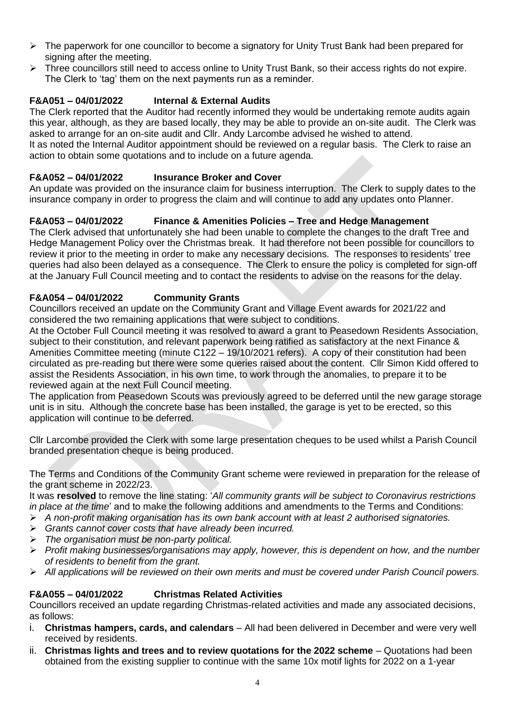- The paperwork for one councillor to become a signatory for Unity Trust Bank had been prepared for signing after the meeting.
- Three councillors still need to access online to Unity Trust Bank, so their access rights do not expire. The Clerk to 'tag' them on the next payments run as a reminder.

### F&A051 – 04/01/2022 Internal & External Audits

The Clerk reported that the Auditor had recently informed they would be undertaking remote audits again this year, although, as they are based locally, they may be able to provide an on-site audit. The Clerk was asked to arrange for an on-site audit and Cllr. Andy Larcombe advised he wished to attend.
It as noted the Internal Auditor appointment should be reviewed on a regular basis. The Clerk to raise an action to obtain some quotations and to include on a future agenda.

### F&A052 – 04/01/2022 Insurance Broker and Cover

An update was provided on the insurance claim for business interruption. The Clerk to supply dates to the insurance company in order to progress the claim and will continue to add any updates onto Planner.

### F&A053 – 04/01/2022 Finance & Amenities Policies – Tree and Hedge Management

The Clerk advised that unfortunately she had been unable to complete the changes to the draft Tree and Hedge Management Policy over the Christmas break. It had therefore not been possible for councillors to review it prior to the meeting in order to make any necessary decisions. The responses to residents' tree queries had also been delayed as a consequence. The Clerk to ensure the policy is completed for sign-off at the January Full Council meeting and to contact the residents to advise on the reasons for the delay.

### F&A054 – 04/01/2022 Community Grants

Councillors received an update on the Community Grant and Village Event awards for 2021/22 and considered the two remaining applications that were subject to conditions.
At the October Full Council meeting it was resolved to award a grant to Peasedown Residents Association, subject to their constitution, and relevant paperwork being ratified as satisfactory at the next Finance & Amenities Committee meeting (minute C122 – 19/10/2021 refers). A copy of their constitution had been circulated as pre-reading but there were some queries raised about the content. Cllr Simon Kidd offered to assist the Residents Association, in his own time, to work through the anomalies, to prepare it to be reviewed again at the next Full Council meeting.
The application from Peasedown Scouts was previously agreed to be deferred until the new garage storage unit is in situ. Although the concrete base has been installed, the garage is yet to be erected, so this application will continue to be deferred.

Cllr Larcombe provided the Clerk with some large presentation cheques to be used whilst a Parish Council branded presentation cheque is being produced.

The Terms and Conditions of the Community Grant scheme were reviewed in preparation for the release of the grant scheme in 2022/23.
It was **resolved** to remove the line stating: '*All community grants will be subject to Coronavirus restrictions in place at the time*' and to make the following additions and amendments to the Terms and Conditions:

- *A non-profit making organisation has its own bank account with at least 2 authorised signatories.*
- *Grants cannot cover costs that have already been incurred.*
- *The organisation must be non-party political.*
- *Profit making businesses/organisations may apply, however, this is dependent on how, and the number of residents to benefit from the grant.*
- *All applications will be reviewed on their own merits and must be covered under Parish Council powers.*

### F&A055 – 04/01/2022 Christmas Related Activities

Councillors received an update regarding Christmas-related activities and made any associated decisions, as follows:

i. **Christmas hampers, cards, and calendars** – All had been delivered in December and were very well received by residents.
ii. **Christmas lights and trees and to review quotations for the 2022 scheme** – Quotations had been obtained from the existing supplier to continue with the same 10x motif lights for 2022 on a 1-year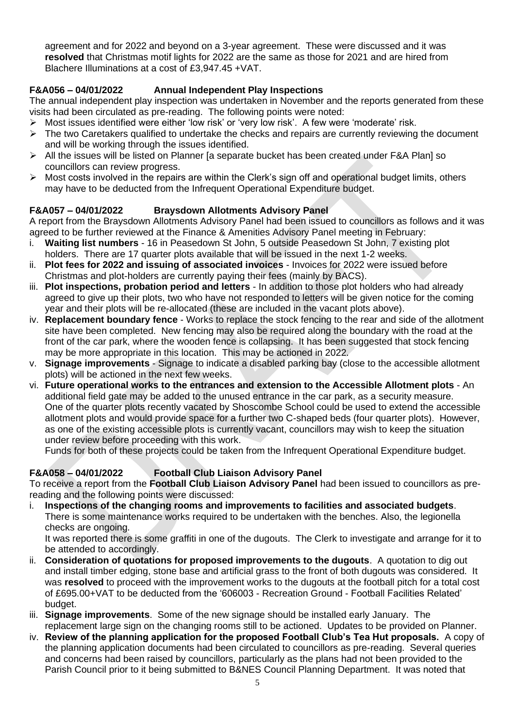agreement and for 2022 and beyond on a 3-year agreement. These were discussed and it was **resolved** that Christmas motif lights for 2022 are the same as those for 2021 and are hired from Blachere Illuminations at a cost of £3,947.45 +VAT.

**F&A056 – 04/01/2022 Annual Independent Play Inspections**

The annual independent play inspection was undertaken in November and the reports generated from these visits had been circulated as pre-reading. The following points were noted:

- Most issues identified were either 'low risk' or 'very low risk'. A few were 'moderate' risk.
- The two Caretakers qualified to undertake the checks and repairs are currently reviewing the document and will be working through the issues identified.
- All the issues will be listed on Planner [a separate bucket has been created under F&A Plan] so councillors can review progress.
- Most costs involved in the repairs are within the Clerk's sign off and operational budget limits, others may have to be deducted from the Infrequent Operational Expenditure budget.

**F&A057 – 04/01/2022 Braysdown Allotments Advisory Panel**

A report from the Braysdown Allotments Advisory Panel had been issued to councillors as follows and it was agreed to be further reviewed at the Finance & Amenities Advisory Panel meeting in February:

i. **Waiting list numbers** - 16 in Peasedown St John, 5 outside Peasedown St John, 7 existing plot holders. There are 17 quarter plots available that will be issued in the next 1-2 weeks.
ii. **Plot fees for 2022 and issuing of associated invoices** - Invoices for 2022 were issued before Christmas and plot-holders are currently paying their fees (mainly by BACS).
iii. **Plot inspections, probation period and letters** - In addition to those plot holders who had already agreed to give up their plots, two who have not responded to letters will be given notice for the coming year and their plots will be re-allocated (these are included in the vacant plots above).
iv. **Replacement boundary fence** - Works to replace the stock fencing to the rear and side of the allotment site have been completed. New fencing may also be required along the boundary with the road at the front of the car park, where the wooden fence is collapsing. It has been suggested that stock fencing may be more appropriate in this location. This may be actioned in 2022.
v. **Signage improvements** - Signage to indicate a disabled parking bay (close to the accessible allotment plots) will be actioned in the next few weeks.
vi. **Future operational works to the entrances and extension to the Accessible Allotment plots** - An additional field gate may be added to the unused entrance in the car park, as a security measure. One of the quarter plots recently vacated by Shoscombe School could be used to extend the accessible allotment plots and would provide space for a further two C-shaped beds (four quarter plots). However, as one of the existing accessible plots is currently vacant, councillors may wish to keep the situation under review before proceeding with this work.
   Funds for both of these projects could be taken from the Infrequent Operational Expenditure budget.

**F&A058 – 04/01/2022 Football Club Liaison Advisory Panel**

To receive a report from the **Football Club Liaison Advisory Panel** had been issued to councillors as pre-reading and the following points were discussed:

i. **Inspections of the changing rooms and improvements to facilities and associated budgets**. There is some maintenance works required to be undertaken with the benches. Also, the legionella checks are ongoing.
   It was reported there is some graffiti in one of the dugouts. The Clerk to investigate and arrange for it to be attended to accordingly.
ii. **Consideration of quotations for proposed improvements to the dugouts**. A quotation to dig out and install timber edging, stone base and artificial grass to the front of both dugouts was considered. It was **resolved** to proceed with the improvement works to the dugouts at the football pitch for a total cost of £695.00+VAT to be deducted from the '606003 - Recreation Ground - Football Facilities Related' budget.
iii. **Signage improvements**. Some of the new signage should be installed early January. The replacement large sign on the changing rooms still to be actioned. Updates to be provided on Planner.
iv. **Review of the planning application for the proposed Football Club's Tea Hut proposals.** A copy of the planning application documents had been circulated to councillors as pre-reading. Several queries and concerns had been raised by councillors, particularly as the plans had not been provided to the Parish Council prior to it being submitted to B&NES Council Planning Department. It was noted that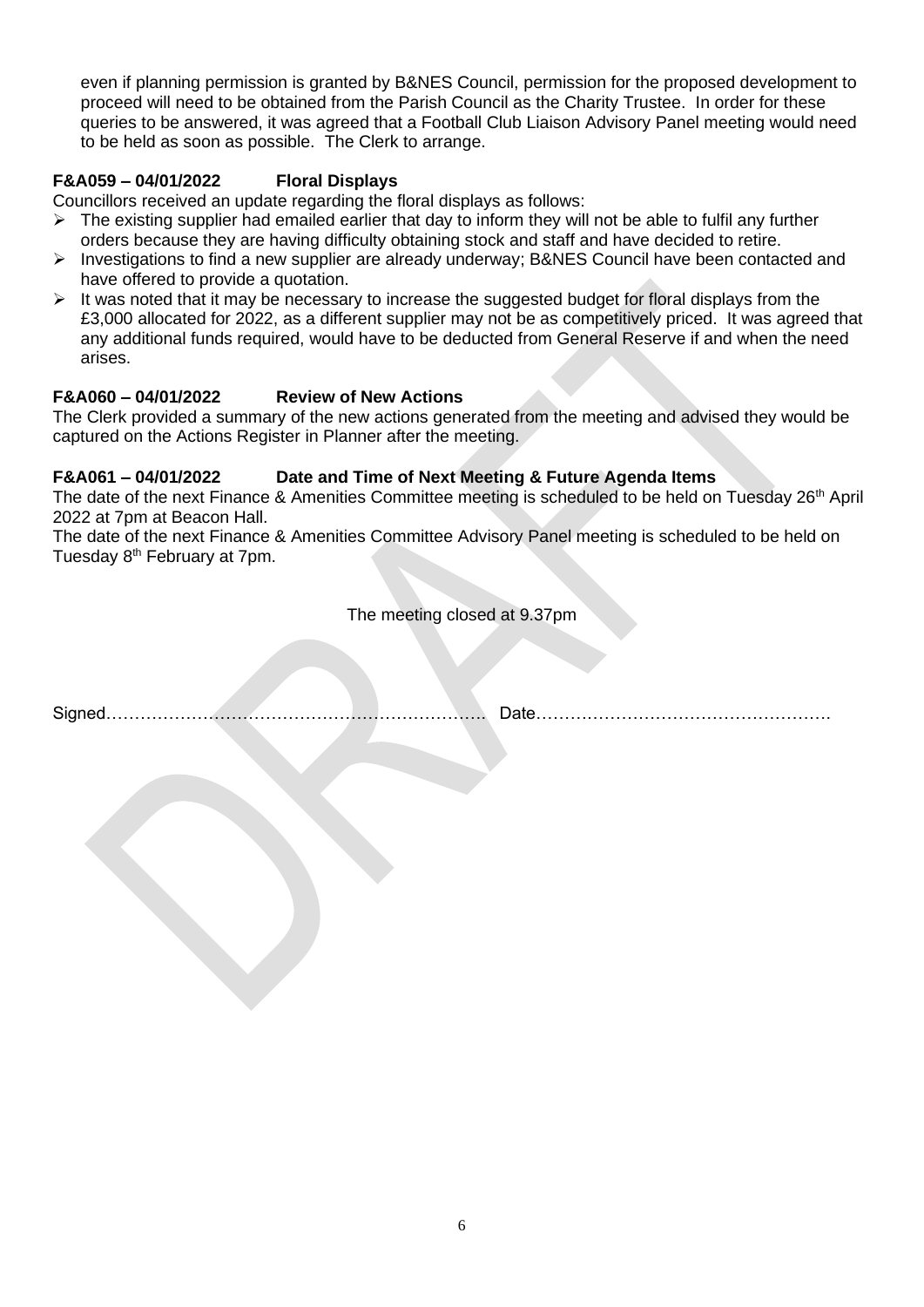even if planning permission is granted by B&NES Council, permission for the proposed development to proceed will need to be obtained from the Parish Council as the Charity Trustee. In order for these queries to be answered, it was agreed that a Football Club Liaison Advisory Panel meeting would need to be held as soon as possible. The Clerk to arrange.

**F&A059 – 04/01/2022 Floral Displays**

Councillors received an update regarding the floral displays as follows:

- The existing supplier had emailed earlier that day to inform they will not be able to fulfil any further orders because they are having difficulty obtaining stock and staff and have decided to retire.
- Investigations to find a new supplier are already underway; B&NES Council have been contacted and have offered to provide a quotation.
- It was noted that it may be necessary to increase the suggested budget for floral displays from the £3,000 allocated for 2022, as a different supplier may not be as competitively priced. It was agreed that any additional funds required, would have to be deducted from General Reserve if and when the need arises.

**F&A060 – 04/01/2022 Review of New Actions**

The Clerk provided a summary of the new actions generated from the meeting and advised they would be captured on the Actions Register in Planner after the meeting.

**F&A061 – 04/01/2022 Date and Time of Next Meeting & Future Agenda Items**

The date of the next Finance & Amenities Committee meeting is scheduled to be held on Tuesday 26th April 2022 at 7pm at Beacon Hall.

The date of the next Finance & Amenities Committee Advisory Panel meeting is scheduled to be held on Tuesday 8th February at 7pm.

The meeting closed at 9.37pm

Signed………………………………………………………… Date……………………………………………